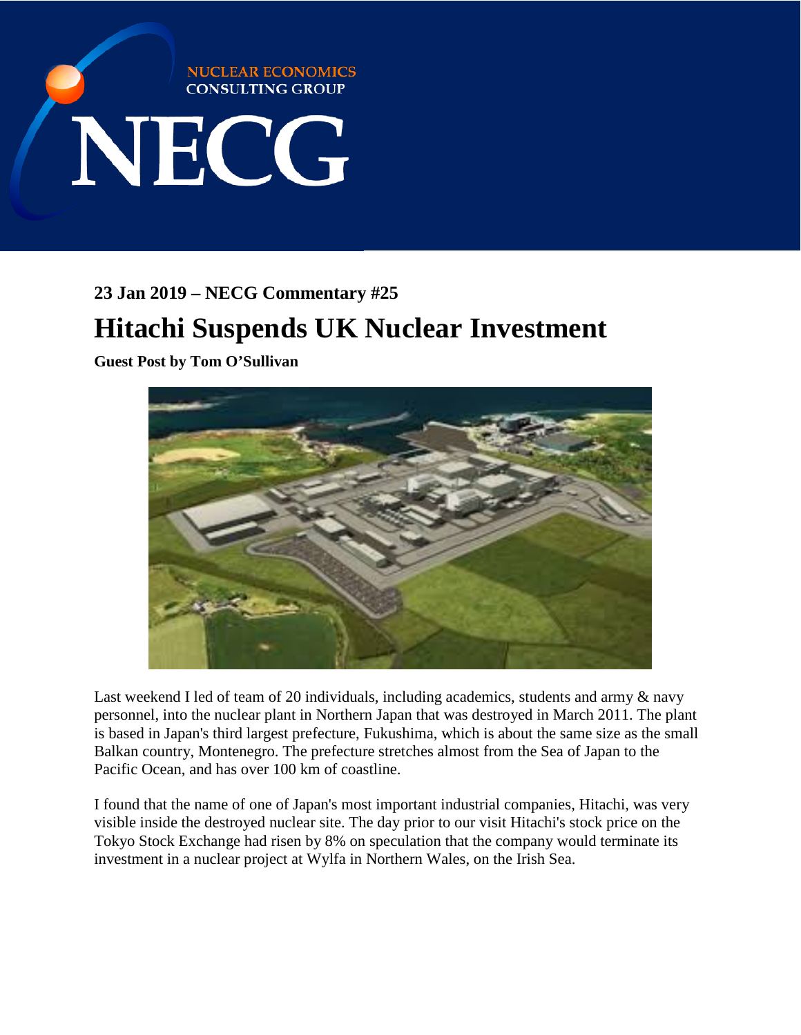NUCLEAR ECONOMICS CONSULTING GROUP

NECG

### 23 Jan 2019 – NECG Commentary #25

# Hitachi Suspends UK Nuclear Investment

**Guest Post by Tom O'Sullivan**

Last weekend I led of team of 20 individuals, including academics, students and army & navy personnel, into the nuclear plant in Northern Japan that was destroyed in March 2011. The plant is based in Japan's third largest prefecture, Fukushima, which is about the same size as the small Balkan country, Montenegro. The prefecture stretches almost from the Sea of Japan to the Pacific Ocean, and has over 100 km of coastline.

I found that the name of one of Japan's most important industrial companies, Hitachi, was very visible inside the destroyed nuclear site. The day prior to our visit Hitachi's stock price on the Tokyo Stock Exchange had risen by 8% on speculation that the company would terminate its investment in a nuclear project at Wylfa in Northern Wales, on the Irish Sea.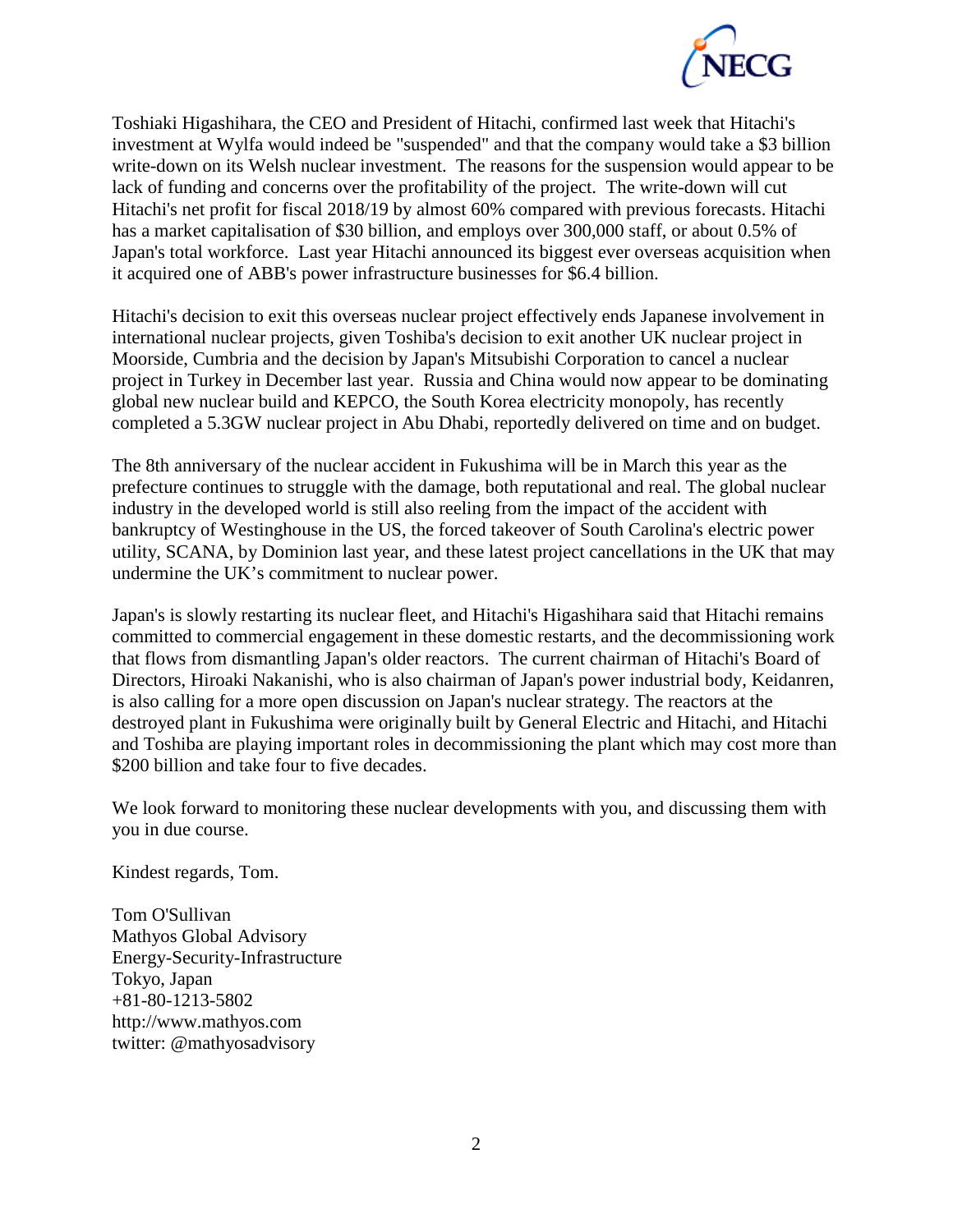Toshiaki Higashihara, the CEO and President of Hitachi, confirmed last week that Hitachi's investment at Wylfa would indeed be "suspended" and that the company would take a $3 billion write-down on its Welsh nuclear investment. The reasons for the suspension would appear to be lack of funding and concerns over the profitability of the project. The write-down will cut Hitachi's net profit for fiscal 2018/19 by almost 60% compared with previous forecasts. Hitachi has a market capitalisation of $30 billion, and employs over 300,000 staff, or about 0.5% of Japan's total workforce. Last year Hitachi announced its biggest ever overseas acquisition when it acquired one of ABB's power infrastructure businesses for $6.4 billion.

Hitachi's decision to exit this overseas nuclear project effectively ends Japanese involvement in international nuclear projects, given Toshiba's decision to exit another UK nuclear project in Moorside, Cumbria and the decision by Japan's Mitsubishi Corporation to cancel a nuclear project in Turkey in December last year. Russia and China would now appear to be dominating global new nuclear build and KEPCO, the South Korea electricity monopoly, has recently completed a 5.3GW nuclear project in Abu Dhabi, reportedly delivered on time and on budget.

The 8th anniversary of the nuclear accident in Fukushima will be in March this year as the prefecture continues to struggle with the damage, both reputational and real. The global nuclear industry in the developed world is still also reeling from the impact of the accident with bankruptcy of Westinghouse in the US, the forced takeover of South Carolina's electric power utility, SCANA, by Dominion last year, and these latest project cancellations in the UK that may undermine the UK's commitment to nuclear power.

Japan's is slowly restarting its nuclear fleet, and Hitachi's Higashihara said that Hitachi remains committed to commercial engagement in these domestic restarts, and the decommissioning work that flows from dismantling Japan's older reactors. The current chairman of Hitachi's Board of Directors, Hiroaki Nakanishi, who is also chairman of Japan's power industrial body, Keidanren, is also calling for a more open discussion on Japan's nuclear strategy. The reactors at the destroyed plant in Fukushima were originally built by General Electric and Hitachi, and Hitachi and Toshiba are playing important roles in decommissioning the plant which may cost more than $200 billion and take four to five decades.

We look forward to monitoring these nuclear developments with you, and discussing them with you in due course.

Kindest regards, Tom.

Tom O'Sullivan
Mathyos Global Advisory
Energy-Security-Infrastructure
Tokyo, Japan
+81-80-1213-5802
http://www.mathyos.com
twitter: @mathyosadvisory